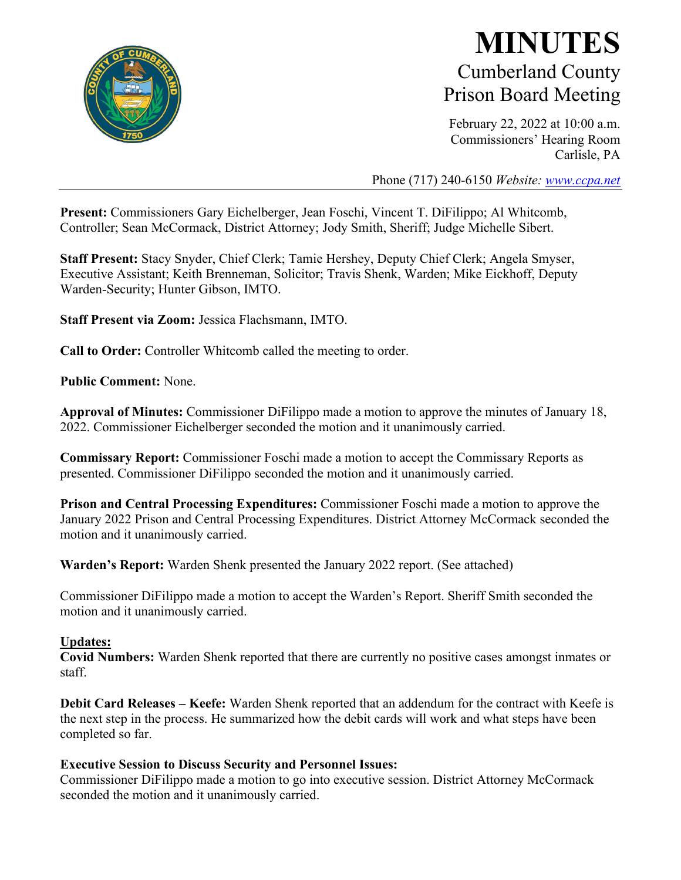# MINUTES

## Cumberland County Prison Board Meeting

February 22, 2022 at 10:00 a.m.
Commissioners' Hearing Room
Carlisle, PA

Phone (717) 240-6150 *Website: www.ccpa.net*

**Present:** Commissioners Gary Eichelberger, Jean Foschi, Vincent T. DiFilippo; Al Whitcomb, Controller; Sean McCormack, District Attorney; Jody Smith, Sheriff; Judge Michelle Sibert.

**Staff Present:** Stacy Snyder, Chief Clerk; Tamie Hershey, Deputy Chief Clerk; Angela Smyser, Executive Assistant; Keith Brenneman, Solicitor; Travis Shenk, Warden; Mike Eickhoff, Deputy Warden-Security; Hunter Gibson, IMTO.

**Staff Present via Zoom:** Jessica Flachsmann, IMTO.

**Call to Order:** Controller Whitcomb called the meeting to order.

**Public Comment:** None.

**Approval of Minutes:** Commissioner DiFilippo made a motion to approve the minutes of January 18, 2022. Commissioner Eichelberger seconded the motion and it unanimously carried.

**Commissary Report:** Commissioner Foschi made a motion to accept the Commissary Reports as presented. Commissioner DiFilippo seconded the motion and it unanimously carried.

**Prison and Central Processing Expenditures:** Commissioner Foschi made a motion to approve the January 2022 Prison and Central Processing Expenditures. District Attorney McCormack seconded the motion and it unanimously carried.

**Warden's Report:** Warden Shenk presented the January 2022 report. (See attached)

Commissioner DiFilippo made a motion to accept the Warden's Report. Sheriff Smith seconded the motion and it unanimously carried.

**Updates:**

**Covid Numbers:** Warden Shenk reported that there are currently no positive cases amongst inmates or staff.

**Debit Card Releases – Keefe:** Warden Shenk reported that an addendum for the contract with Keefe is the next step in the process. He summarized how the debit cards will work and what steps have been completed so far.

**Executive Session to Discuss Security and Personnel Issues:**
Commissioner DiFilippo made a motion to go into executive session. District Attorney McCormack seconded the motion and it unanimously carried.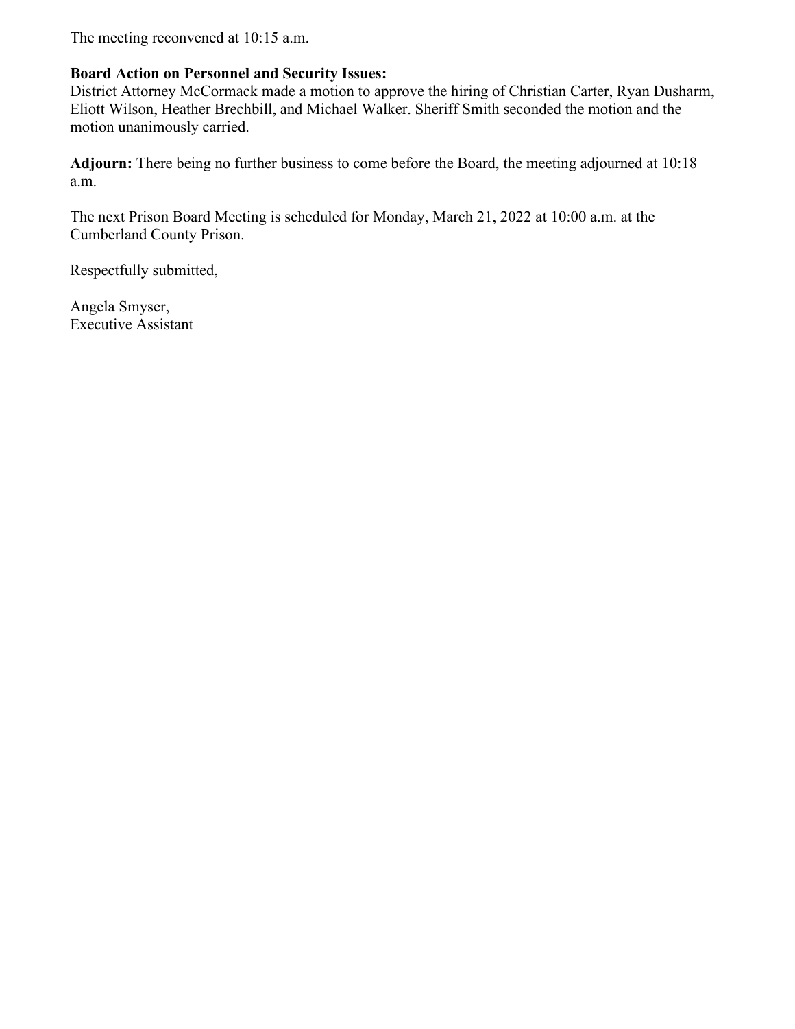The meeting reconvened at 10:15 a.m.

**Board Action on Personnel and Security Issues:**
District Attorney McCormack made a motion to approve the hiring of Christian Carter, Ryan Dusharm, Eliott Wilson, Heather Brechbill, and Michael Walker. Sheriff Smith seconded the motion and the motion unanimously carried.

**Adjourn:** There being no further business to come before the Board, the meeting adjourned at 10:18 a.m.

The next Prison Board Meeting is scheduled for Monday, March 21, 2022 at 10:00 a.m. at the Cumberland County Prison.

Respectfully submitted,

Angela Smyser,
Executive Assistant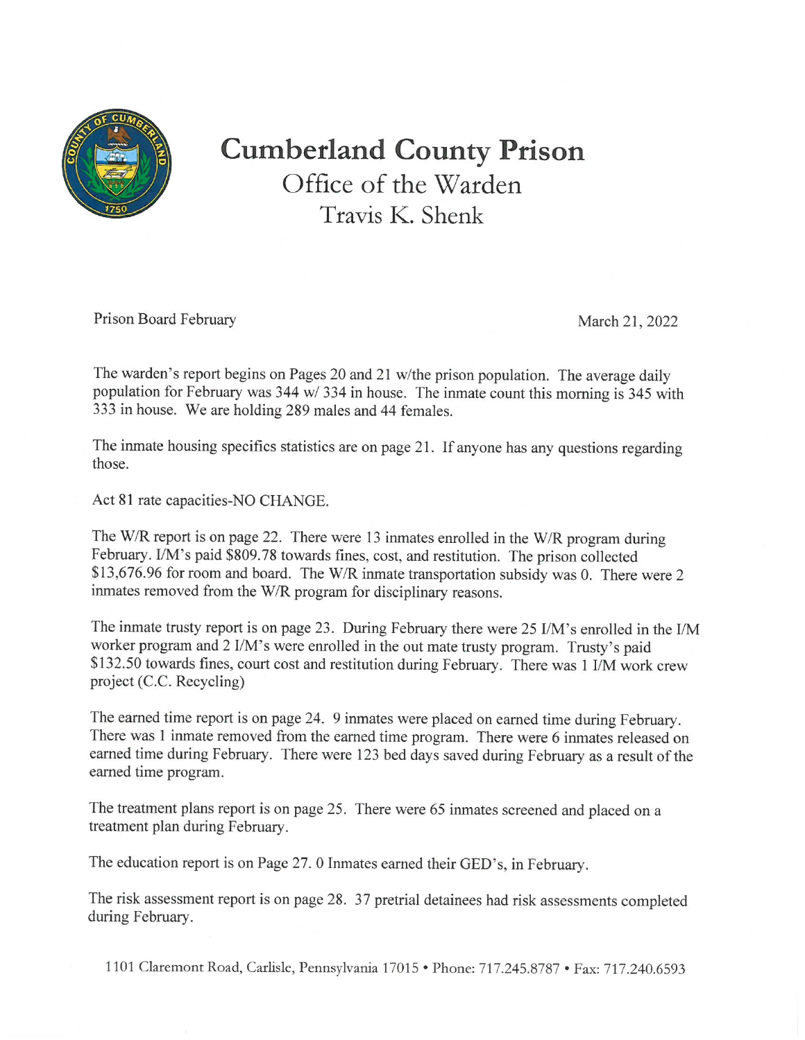# Cumberland County Prison

## Office of the Warden

## Travis K. Shenk

Prison Board February

March 21, 2022

The warden's report begins on Pages 20 and 21 w/the prison population. The average daily population for February was 344 w/ 334 in house. The inmate count this morning is 345 with 333 in house. We are holding 289 males and 44 females.

The inmate housing specifics statistics are on page 21. If anyone has any questions regarding those.

Act 81 rate capacities-NO CHANGE.

The W/R report is on page 22. There were 13 inmates enrolled in the W/R program during February. I/M's paid $809.78 towards fines, cost, and restitution. The prison collected $13,676.96 for room and board. The W/R inmate transportation subsidy was 0. There were 2 inmates removed from the W/R program for disciplinary reasons.

The inmate trusty report is on page 23. During February there were 25 I/M's enrolled in the I/M worker program and 2 I/M's were enrolled in the out mate trusty program. Trusty's paid $132.50 towards fines, court cost and restitution during February. There was 1 I/M work crew project (C.C. Recycling)

The earned time report is on page 24. 9 inmates were placed on earned time during February. There was 1 inmate removed from the earned time program. There were 6 inmates released on earned time during February. There were 123 bed days saved during February as a result of the earned time program.

The treatment plans report is on page 25. There were 65 inmates screened and placed on a treatment plan during February.

The education report is on Page 27. 0 Inmates earned their GED's, in February.

The risk assessment report is on page 28. 37 pretrial detainees had risk assessments completed during February.

1101 Claremont Road, Carlisle, Pennsylvania 17015 • Phone: 717.245.8787 • Fax: 717.240.6593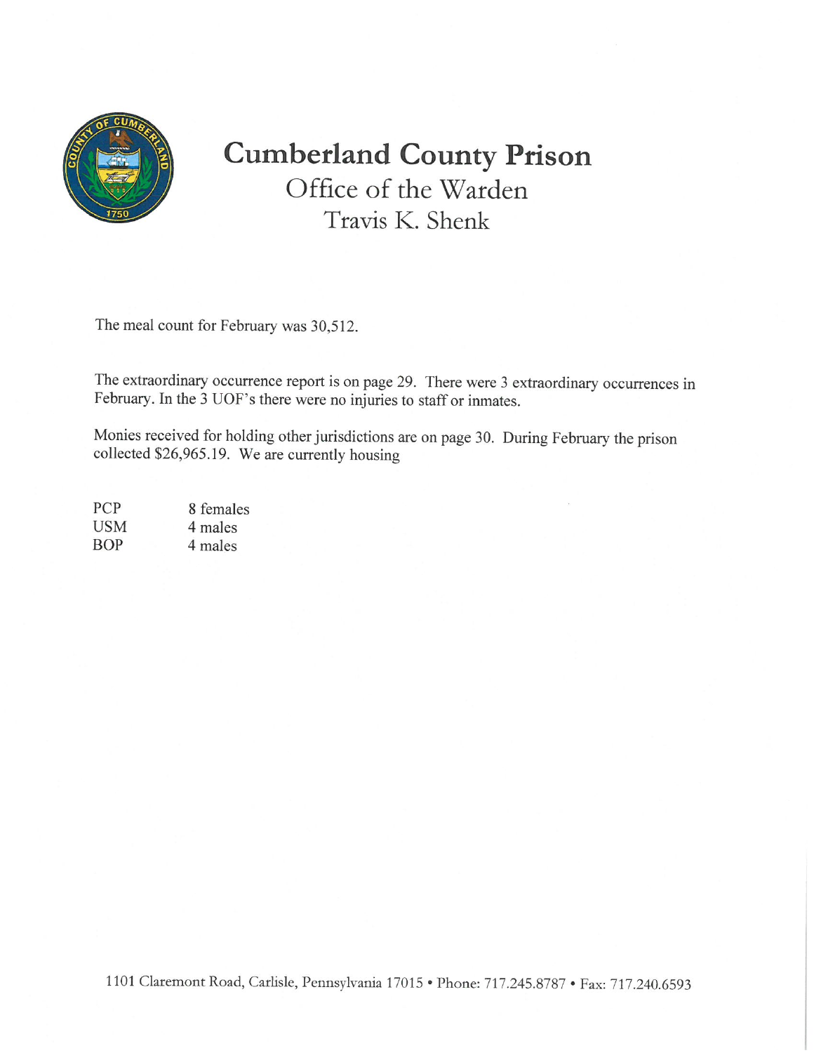# Cumberland County Prison

## Office of the Warden

## Travis K. Shenk

The meal count for February was 30,512.

The extraordinary occurrence report is on page 29. There were 3 extraordinary occurrences in February. In the 3 UOF's there were no injuries to staff or inmates.

Monies received for holding other jurisdictions are on page 30. During February the prison collected $26,965.19. We are currently housing

| | |
|---|---|
| PCP | 8 females |
| USM | 4 males |
| BOP | 4 males |

1101 Claremont Road, Carlisle, Pennsylvania 17015 • Phone: 717.245.8787 • Fax: 717.240.6593